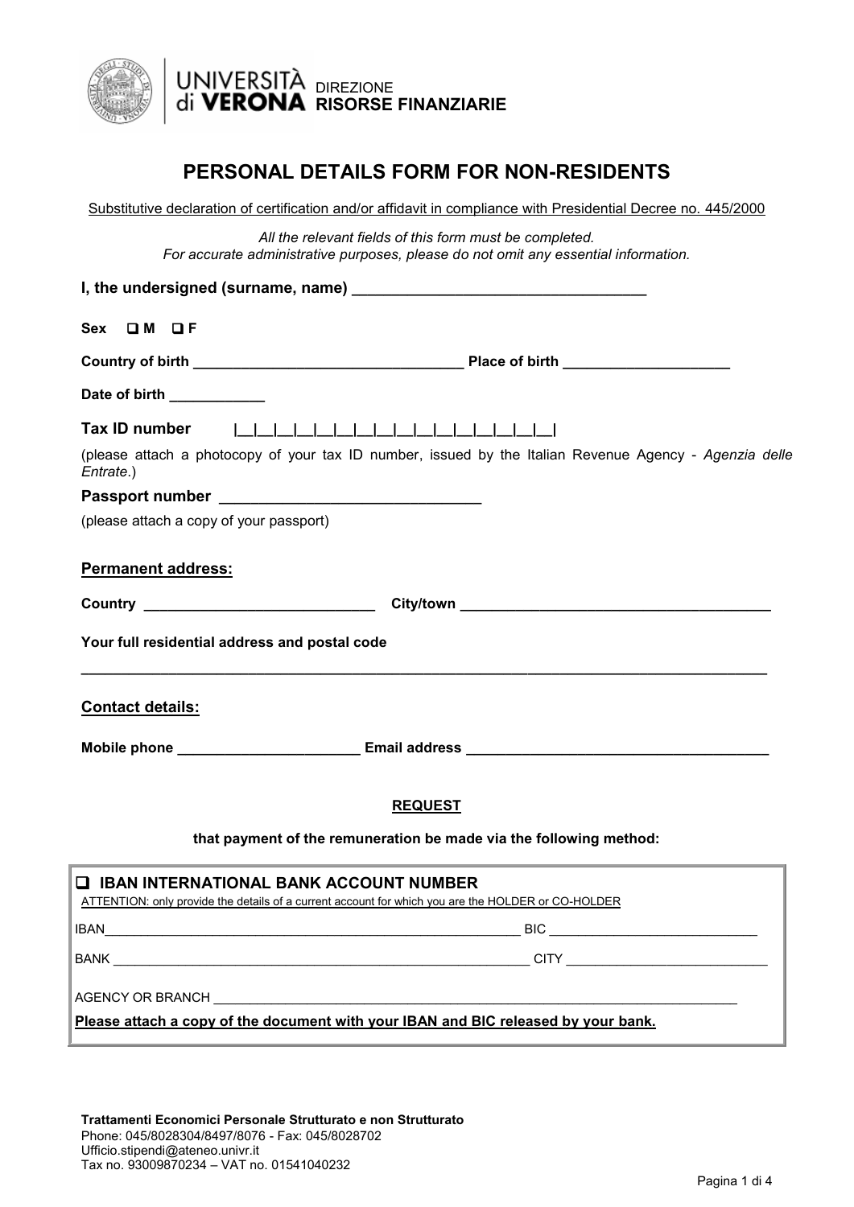UNIVERSITÀ di VERONA DIREZIONE RISORSE FINANZIARIE

# PERSONAL DETAILS FORM FOR NON-RESIDENTS

Substitutive declaration of certification and/or affidavit in compliance with Presidential Decree no. 445/2000

*All the relevant fields of this form must be completed.*
*For accurate administrative purposes, please do not omit any essential information.*

**I, the undersigned (surname, name) ___________________________________**

**Sex ❑ M ❑ F**

**Country of birth ________________________________ Place of birth ____________________**

**Date of birth ___________**

**Tax ID number** |__|__|__|__|__|__|__|__|__|__|__|__|__|__|__|__|

(please attach a photocopy of your tax ID number, issued by the Italian Revenue Agency - *Agenzia delle Entrate*.)

**Passport number ______________________________**

(please attach a copy of your passport)

**Permanent address:**

**Country ____________________________ City/town ______________________________________**

**Your full residential address and postal code**

___________________________________________________________________________________

**Contact details:**

**Mobile phone ______________________ Email address _____________________________________**

**REQUEST**

**that payment of the remuneration be made via the following method:**

❑ **IBAN INTERNATIONAL BANK ACCOUNT NUMBER**

ATTENTION: only provide the details of a current account for which you are the HOLDER or CO-HOLDER

IBAN__________________________________________________________ BIC ____________________________

BANK __________________________________________________________ CITY ___________________________

AGENCY OR BRANCH _____________________________________________________________________________

**Please attach a copy of the document with your IBAN and BIC released by your bank.**

**Trattamenti Economici Personale Strutturato e non Strutturato**
Phone: 045/8028304/8497/8076 - Fax: 045/8028702
Ufficio.stipendi@ateneo.univr.it
Tax no. 93009870234 – VAT no. 01541040232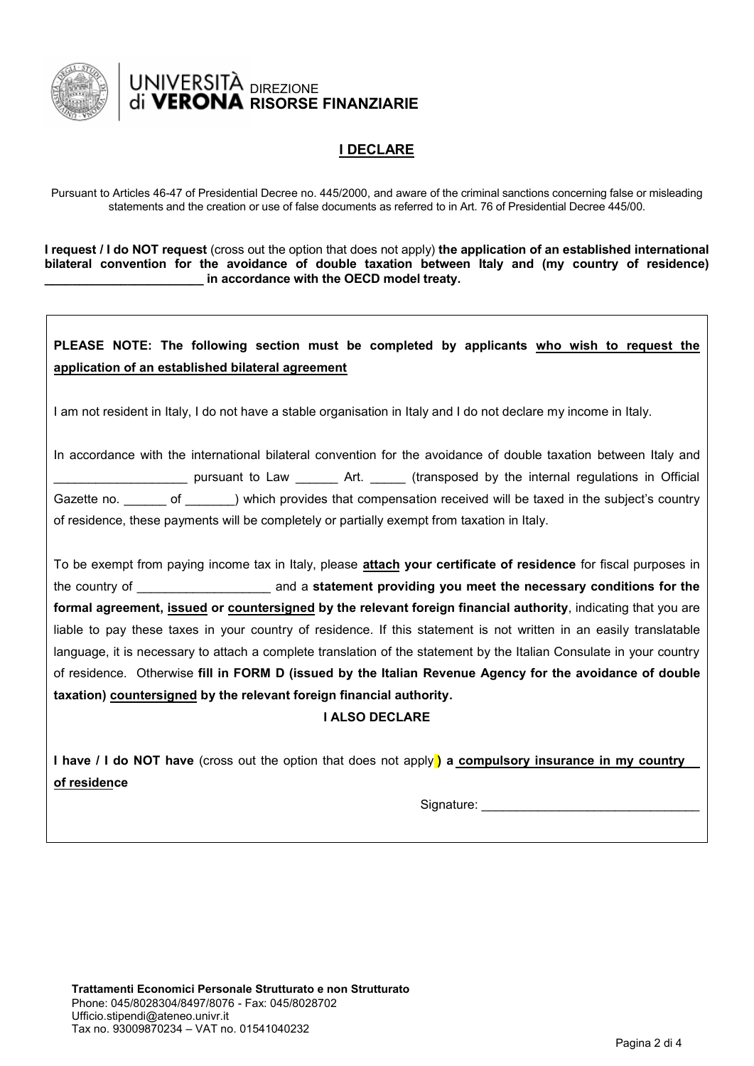UNIVERSITÀ di **VERONA** DIREZIONE **RISORSE FINANZIARIE**

## I DECLARE

Pursuant to Articles 46-47 of Presidential Decree no. 445/2000, and aware of the criminal sanctions concerning false or misleading statements and the creation or use of false documents as referred to in Art. 76 of Presidential Decree 445/00.

**I request / I do NOT request** (cross out the option that does not apply) **the application of an established international bilateral convention for the avoidance of double taxation between Italy and (my country of residence) _______________________ in accordance with the OECD model treaty.**

**PLEASE NOTE: The following section must be completed by applicants who wish to request the application of an established bilateral agreement**

I am not resident in Italy, I do not have a stable organisation in Italy and I do not declare my income in Italy.

In accordance with the international bilateral convention for the avoidance of double taxation between Italy and ___________________ pursuant to Law ______ Art. _____ (transposed by the internal regulations in Official Gazette no. ______ of _______) which provides that compensation received will be taxed in the subject's country of residence, these payments will be completely or partially exempt from taxation in Italy.

To be exempt from paying income tax in Italy, please **attach your certificate of residence** for fiscal purposes in the country of ___________________ and a **statement providing you meet the necessary conditions for the formal agreement, issued or countersigned by the relevant foreign financial authority**, indicating that you are liable to pay these taxes in your country of residence. If this statement is not written in an easily translatable language, it is necessary to attach a complete translation of the statement by the Italian Consulate in your country of residence. Otherwise **fill in FORM D (issued by the Italian Revenue Agency for the avoidance of double taxation) countersigned by the relevant foreign financial authority.**

**I ALSO DECLARE**

**I have / I do NOT have** (cross out the option that does not apply**) a compulsory insurance in my country of residence**

Signature: _______________________________

**Trattamenti Economici Personale Strutturato e non Strutturato**
Phone: 045/8028304/8497/8076 - Fax: 045/8028702
Ufficio.stipendi@ateneo.univr.it
Tax no. 93009870234 – VAT no. 01541040232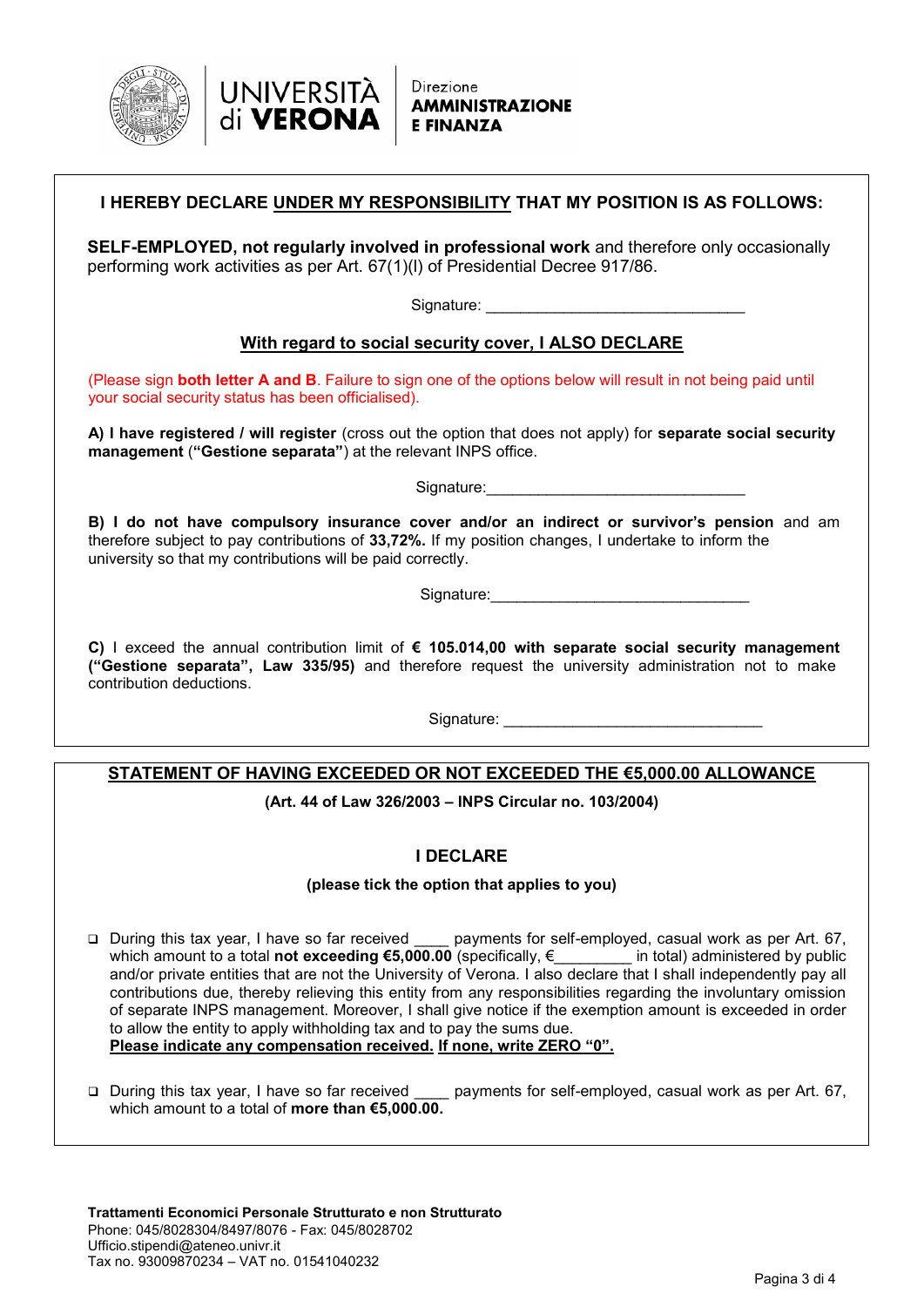Direzione
**AMMINISTRAZIONE E FINANZA**

**I HEREBY DECLARE <u>UNDER MY RESPONSIBILITY</u> THAT MY POSITION IS AS FOLLOWS:**

**SELF-EMPLOYED, not regularly involved in professional work** and therefore only occasionally performing work activities as per Art. 67(1)(l) of Presidential Decree 917/86.

Signature: ______________________________

**<u>With regard to social security cover, I ALSO DECLARE</u>**

(Please sign **both letter A and B**. Failure to sign one of the options below will result in not being paid until your social security status has been officialised).

**A) I have registered / will register** (cross out the option that does not apply) for **separate social security management** (**"Gestione separata"**) at the relevant INPS office.

Signature: ______________________________

**B) I do not have compulsory insurance cover and/or an indirect or survivor's pension** and am therefore subject to pay contributions of **33,72%.** If my position changes, I undertake to inform the university so that my contributions will be paid correctly.

Signature: ______________________________

**C)** I exceed the annual contribution limit of **€ 105.014,00 with separate social security management ("Gestione separata", Law 335/95)** and therefore request the university administration not to make contribution deductions.

Signature: ______________________________

**<u>STATEMENT OF HAVING EXCEEDED OR NOT EXCEEDED THE €5,000.00 ALLOWANCE</u>**

**(Art. 44 of Law 326/2003 – INPS Circular no. 103/2004)**

**I DECLARE**

**(please tick the option that applies to you)**

- ❑ During this tax year, I have so far received ____ payments for self-employed, casual work as per Art. 67, which amount to a total **not exceeding €5,000.00** (specifically, €_________ in total) administered by public and/or private entities that are not the University of Verona. I also declare that I shall independently pay all contributions due, thereby relieving this entity from any responsibilities regarding the involuntary omission of separate INPS management. Moreover, I shall give notice if the exemption amount is exceeded in order to allow the entity to apply withholding tax and to pay the sums due.
  **<u>Please indicate any compensation received.</u> <u>If none, write ZERO "0".</u>**

- ❑ During this tax year, I have so far received ____ payments for self-employed, casual work as per Art. 67, which amount to a total of **more than €5,000.00.**

**Trattamenti Economici Personale Strutturato e non Strutturato**
Phone: 045/8028304/8497/8076 - Fax: 045/8028702
Ufficio.stipendi@ateneo.univr.it
Tax no. 93009870234 – VAT no. 01541040232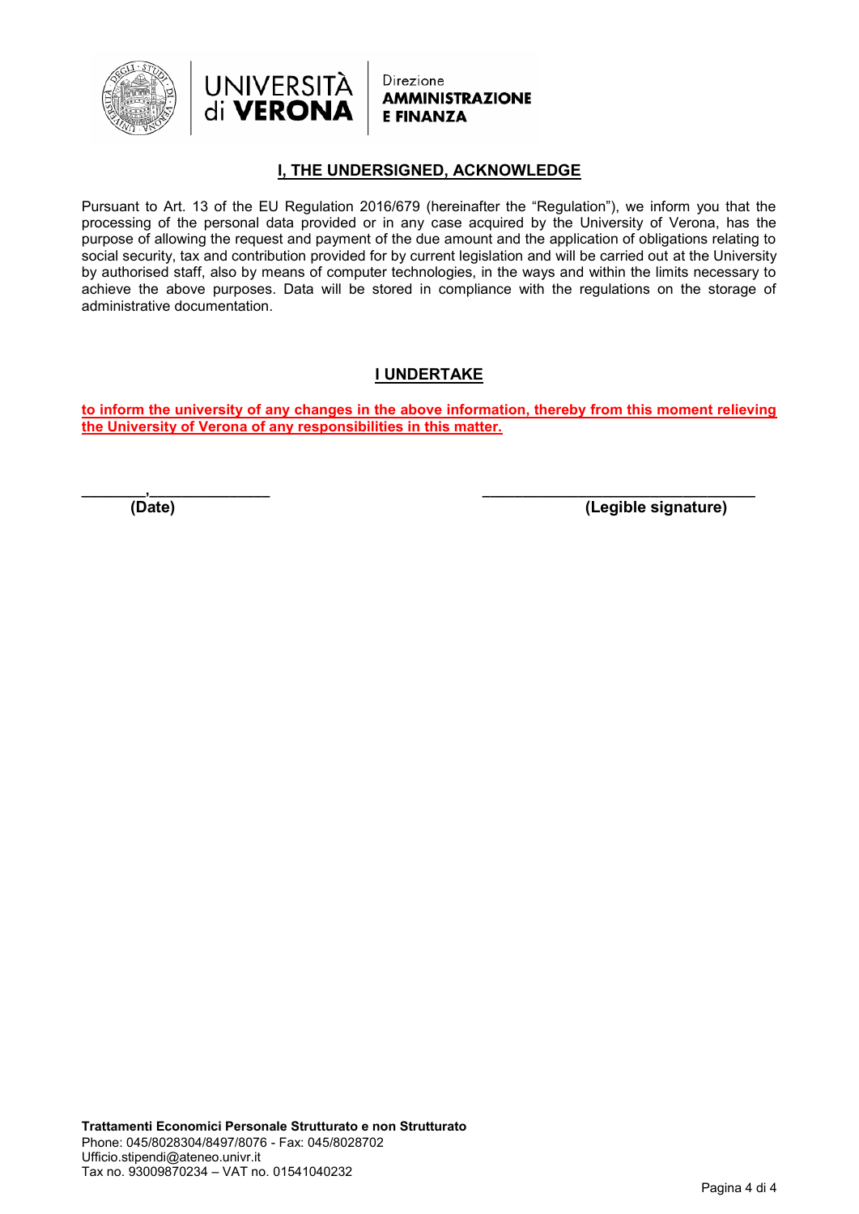UNIVERSITÀ di VERONA

Direzione **AMMINISTRAZIONE E FINANZA**

## I, THE UNDERSIGNED, ACKNOWLEDGE

Pursuant to Art. 13 of the EU Regulation 2016/679 (hereinafter the "Regulation"), we inform you that the processing of the personal data provided or in any case acquired by the University of Verona, has the purpose of allowing the request and payment of the due amount and the application of obligations relating to social security, tax and contribution provided for by current legislation and will be carried out at the University by authorised staff, also by means of computer technologies, in the ways and within the limits necessary to achieve the above purposes. Data will be stored in compliance with the regulations on the storage of administrative documentation.

## I UNDERTAKE

**to inform the university of any changes in the above information, thereby from this moment relieving the University of Verona of any responsibilities in this matter.**

________,______________ &nbsp;&nbsp;&nbsp;&nbsp;&nbsp;&nbsp;&nbsp;&nbsp; ________________________________

**(Date)** &nbsp;&nbsp;&nbsp;&nbsp;&nbsp;&nbsp;&nbsp;&nbsp; **(Legible signature)**

**Trattamenti Economici Personale Strutturato e non Strutturato**
Phone: 045/8028304/8497/8076 - Fax: 045/8028702
Ufficio.stipendi@ateneo.univr.it
Tax no. 93009870234 – VAT no. 01541040232